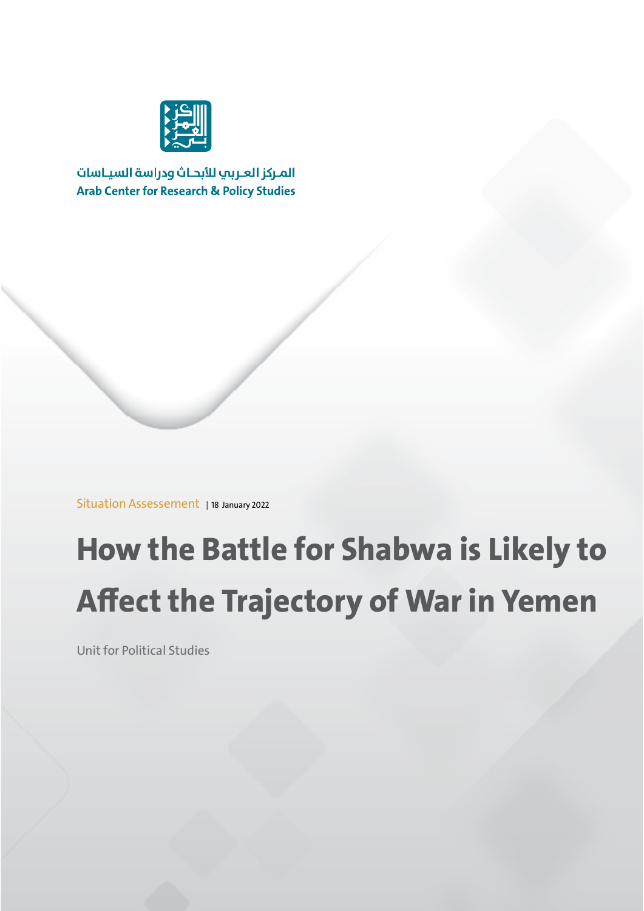المـركز العـربي للأبحـاث ودراسة السيـاسات

**Arab Center for Research & Policy Studies**

Situation Assessement | 18 January 2022

# How the Battle for Shabwa is Likely to Affect the Trajectory of War in Yemen

Unit for Political Studies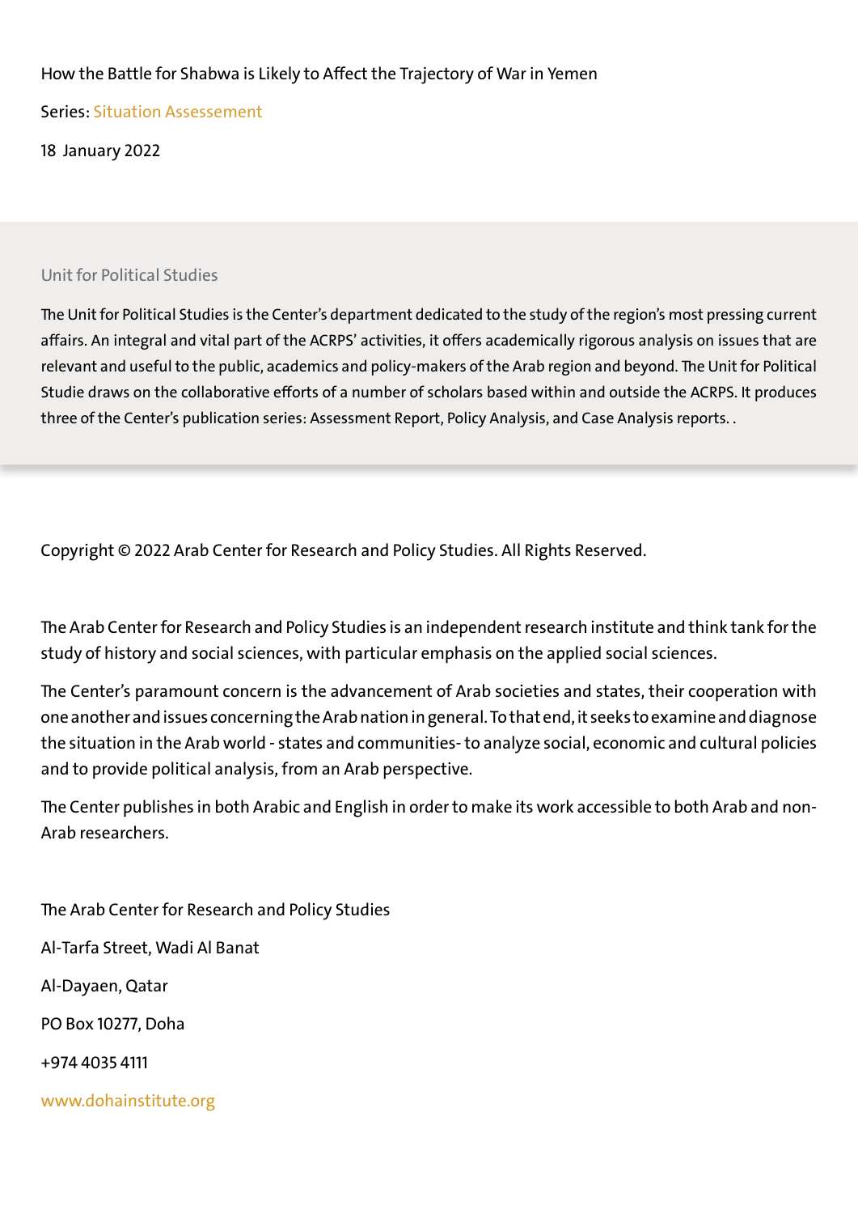How the Battle for Shabwa is Likely to Affect the Trajectory of War in Yemen

Series: Situation Assessement

18 January 2022

Unit for Political Studies

The Unit for Political Studies is the Center's department dedicated to the study of the region's most pressing current affairs. An integral and vital part of the ACRPS' activities, it offers academically rigorous analysis on issues that are relevant and useful to the public, academics and policy-makers of the Arab region and beyond. The Unit for Political Studie draws on the collaborative efforts of a number of scholars based within and outside the ACRPS. It produces three of the Center's publication series: Assessment Report, Policy Analysis, and Case Analysis reports. .

Copyright © 2022 Arab Center for Research and Policy Studies. All Rights Reserved.

The Arab Center for Research and Policy Studies is an independent research institute and think tank for the study of history and social sciences, with particular emphasis on the applied social sciences.

The Center's paramount concern is the advancement of Arab societies and states, their cooperation with one another and issues concerning the Arab nation in general. To that end, it seeks to examine and diagnose the situation in the Arab world - states and communities- to analyze social, economic and cultural policies and to provide political analysis, from an Arab perspective.

The Center publishes in both Arabic and English in order to make its work accessible to both Arab and non-Arab researchers.

The Arab Center for Research and Policy Studies

Al-Tarfa Street, Wadi Al Banat

Al-Dayaen, Qatar

PO Box 10277, Doha

+974 4035 4111

www.dohainstitute.org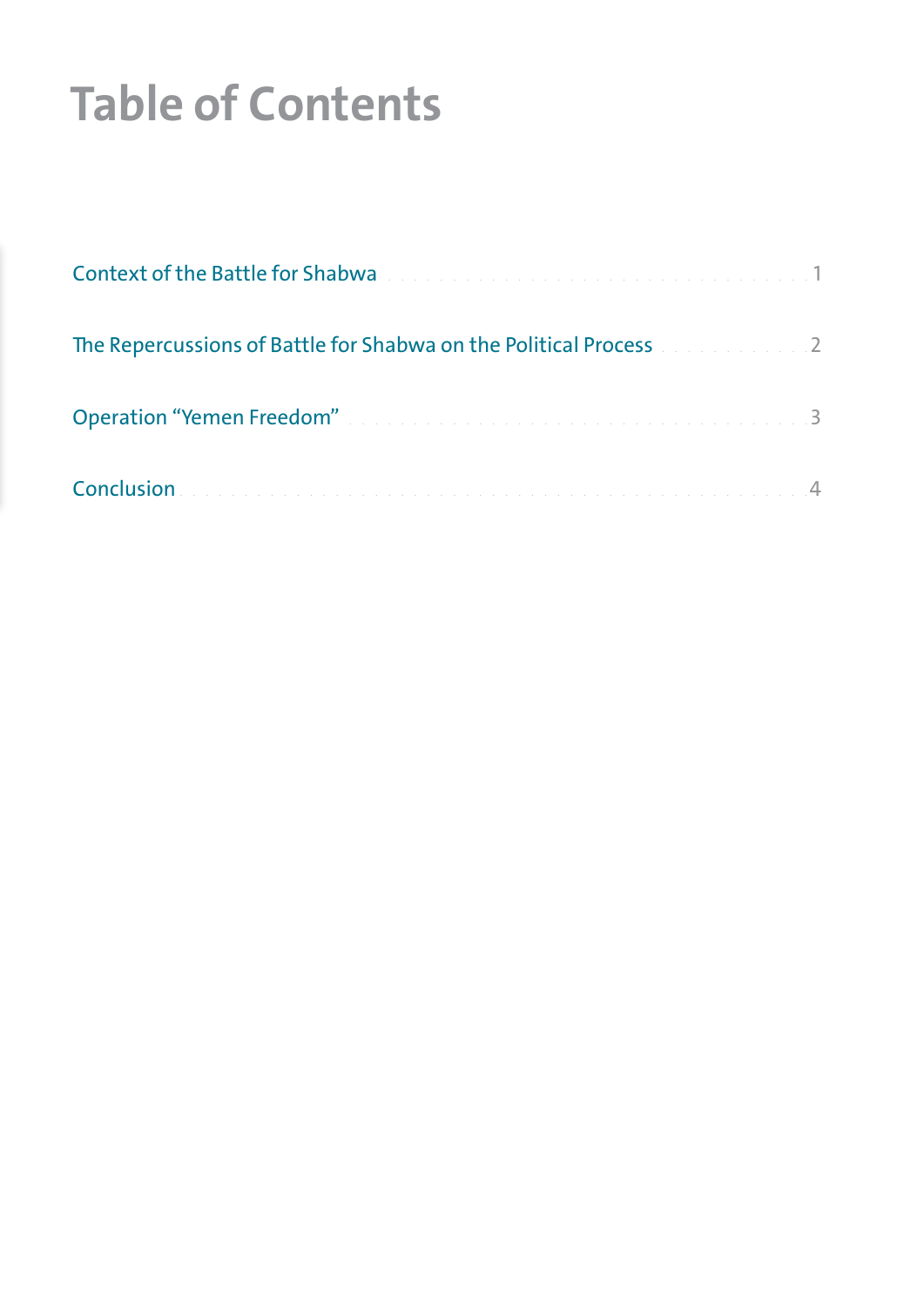# Table of Contents

Context of the Battle for Shabwa ..... 1

The Repercussions of Battle for Shabwa on the Political Process ..... 2

Operation "Yemen Freedom" ..... 3

Conclusion ..... 4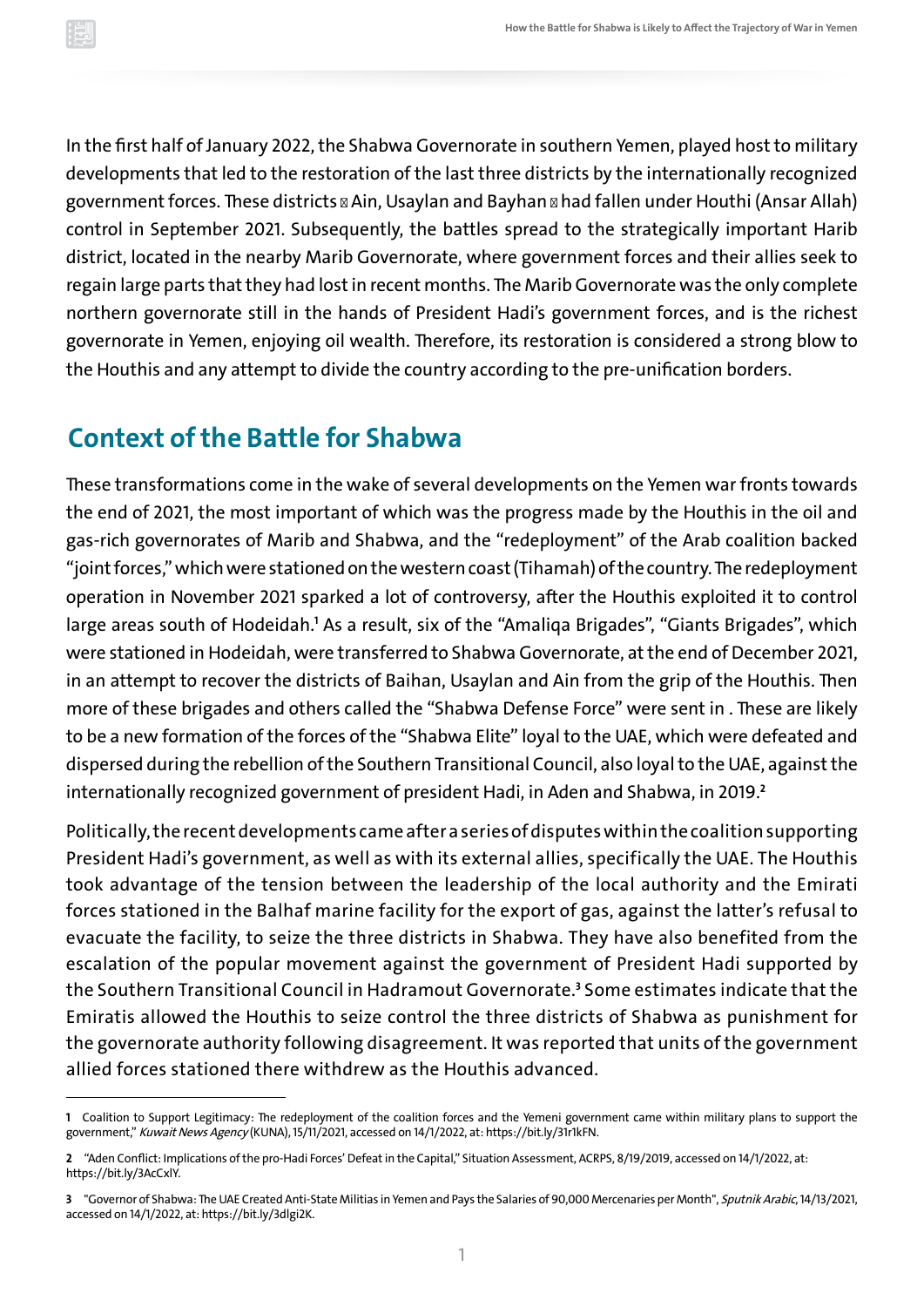In the first half of January 2022, the Shabwa Governorate in southern Yemen, played host to military developments that led to the restoration of the last three districts by the internationally recognized government forces. These districts  Ain, Usaylan and Bayhan  had fallen under Houthi (Ansar Allah) control in September 2021. Subsequently, the battles spread to the strategically important Harib district, located in the nearby Marib Governorate, where government forces and their allies seek to regain large parts that they had lost in recent months. The Marib Governorate was the only complete northern governorate still in the hands of President Hadi's government forces, and is the richest governorate in Yemen, enjoying oil wealth. Therefore, its restoration is considered a strong blow to the Houthis and any attempt to divide the country according to the pre-unification borders.

## Context of the Battle for Shabwa

These transformations come in the wake of several developments on the Yemen war fronts towards the end of 2021, the most important of which was the progress made by the Houthis in the oil and gas-rich governorates of Marib and Shabwa, and the "redeployment" of the Arab coalition backed "joint forces," which were stationed on the western coast (Tihamah) of the country. The redeployment operation in November 2021 sparked a lot of controversy, after the Houthis exploited it to control large areas south of Hodeidah.[1] As a result, six of the "Amaliqa Brigades", "Giants Brigades", which were stationed in Hodeidah, were transferred to Shabwa Governorate, at the end of December 2021, in an attempt to recover the districts of Baihan, Usaylan and Ain from the grip of the Houthis. Then more of these brigades and others called the "Shabwa Defense Force" were sent in . These are likely to be a new formation of the forces of the "Shabwa Elite" loyal to the UAE, which were defeated and dispersed during the rebellion of the Southern Transitional Council, also loyal to the UAE, against the internationally recognized government of president Hadi, in Aden and Shabwa, in 2019.[2]

Politically, the recent developments came after a series of disputes within the coalition supporting President Hadi's government, as well as with its external allies, specifically the UAE. The Houthis took advantage of the tension between the leadership of the local authority and the Emirati forces stationed in the Balhaf marine facility for the export of gas, against the latter's refusal to evacuate the facility, to seize the three districts in Shabwa. They have also benefited from the escalation of the popular movement against the government of President Hadi supported by the Southern Transitional Council in Hadramout Governorate.[3] Some estimates indicate that the Emiratis allowed the Houthis to seize control the three districts of Shabwa as punishment for the governorate authority following disagreement. It was reported that units of the government allied forces stationed there withdrew as the Houthis advanced.

---

**1** Coalition to Support Legitimacy: The redeployment of the coalition forces and the Yemeni government came within military plans to support the government," *Kuwait News Agency* (KUNA), 15/11/2021, accessed on 14/1/2022, at: https://bit.ly/31r1kFN.

**2** "Aden Conflict: Implications of the pro-Hadi Forces' Defeat in the Capital," Situation Assessment, ACRPS, 8/19/2019, accessed on 14/1/2022, at: https://bit.ly/3AcCxlY.

**3** "Governor of Shabwa: The UAE Created Anti-State Militias in Yemen and Pays the Salaries of 90,000 Mercenaries per Month", *Sputnik Arabic*, 14/13/2021, accessed on 14/1/2022, at: https://bit.ly/3dlgi2K.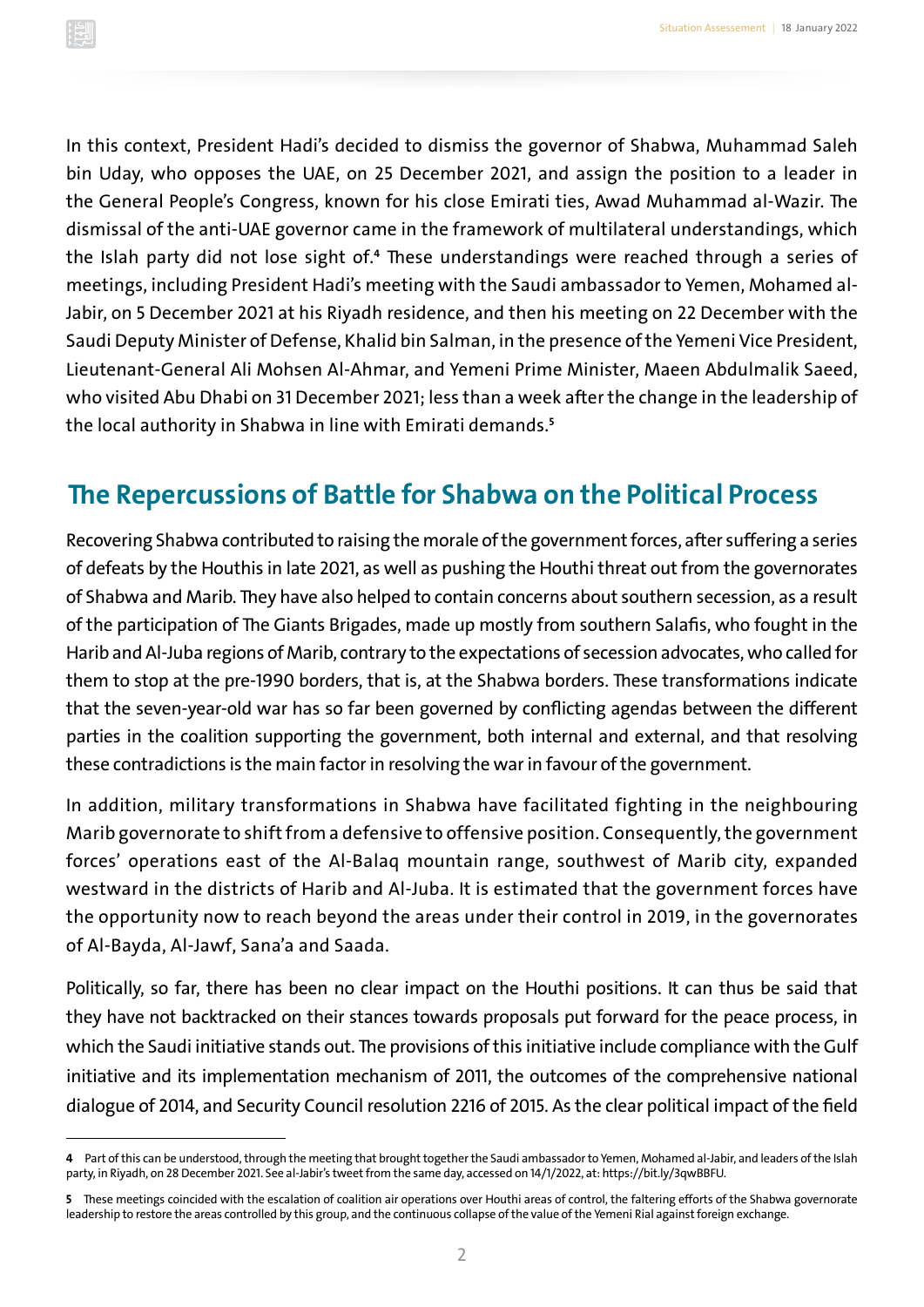In this context, President Hadi's decided to dismiss the governor of Shabwa, Muhammad Saleh bin Uday, who opposes the UAE, on 25 December 2021, and assign the position to a leader in the General People's Congress, known for his close Emirati ties, Awad Muhammad al-Wazir. The dismissal of the anti-UAE governor came in the framework of multilateral understandings, which the Islah party did not lose sight of.[4] These understandings were reached through a series of meetings, including President Hadi's meeting with the Saudi ambassador to Yemen, Mohamed al-Jabir, on 5 December 2021 at his Riyadh residence, and then his meeting on 22 December with the Saudi Deputy Minister of Defense, Khalid bin Salman, in the presence of the Yemeni Vice President, Lieutenant-General Ali Mohsen Al-Ahmar, and Yemeni Prime Minister, Maeen Abdulmalik Saeed, who visited Abu Dhabi on 31 December 2021; less than a week after the change in the leadership of the local authority in Shabwa in line with Emirati demands.[5]

## The Repercussions of Battle for Shabwa on the Political Process

Recovering Shabwa contributed to raising the morale of the government forces, after suffering a series of defeats by the Houthis in late 2021, as well as pushing the Houthi threat out from the governorates of Shabwa and Marib. They have also helped to contain concerns about southern secession, as a result of the participation of The Giants Brigades, made up mostly from southern Salafis, who fought in the Harib and Al-Juba regions of Marib, contrary to the expectations of secession advocates, who called for them to stop at the pre-1990 borders, that is, at the Shabwa borders. These transformations indicate that the seven-year-old war has so far been governed by conflicting agendas between the different parties in the coalition supporting the government, both internal and external, and that resolving these contradictions is the main factor in resolving the war in favour of the government.

In addition, military transformations in Shabwa have facilitated fighting in the neighbouring Marib governorate to shift from a defensive to offensive position. Consequently, the government forces' operations east of the Al-Balaq mountain range, southwest of Marib city, expanded westward in the districts of Harib and Al-Juba. It is estimated that the government forces have the opportunity now to reach beyond the areas under their control in 2019, in the governorates of Al-Bayda, Al-Jawf, Sana'a and Saada.

Politically, so far, there has been no clear impact on the Houthi positions. It can thus be said that they have not backtracked on their stances towards proposals put forward for the peace process, in which the Saudi initiative stands out. The provisions of this initiative include compliance with the Gulf initiative and its implementation mechanism of 2011, the outcomes of the comprehensive national dialogue of 2014, and Security Council resolution 2216 of 2015. As the clear political impact of the field

---

[4] Part of this can be understood, through the meeting that brought together the Saudi ambassador to Yemen, Mohamed al-Jabir, and leaders of the Islah party, in Riyadh, on 28 December 2021. See al-Jabir's tweet from the same day, accessed on 14/1/2022, at: https://bit.ly/3qwBBFU.

[5] These meetings coincided with the escalation of coalition air operations over Houthi areas of control, the faltering efforts of the Shabwa governorate leadership to restore the areas controlled by this group, and the continuous collapse of the value of the Yemeni Rial against foreign exchange.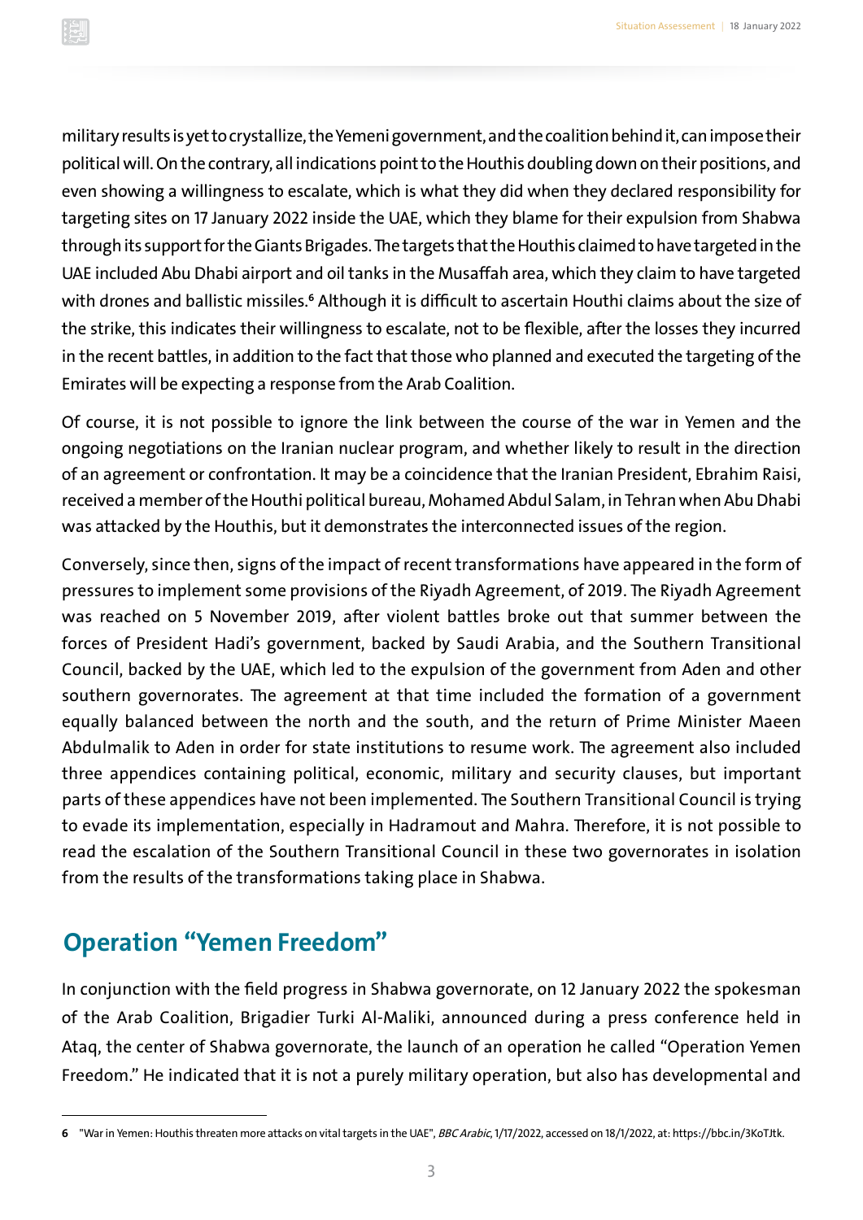military results is yet to crystallize, the Yemeni government, and the coalition behind it, can impose their political will. On the contrary, all indications point to the Houthis doubling down on their positions, and even showing a willingness to escalate, which is what they did when they declared responsibility for targeting sites on 17 January 2022 inside the UAE, which they blame for their expulsion from Shabwa through its support for the Giants Brigades. The targets that the Houthis claimed to have targeted in the UAE included Abu Dhabi airport and oil tanks in the Musaffah area, which they claim to have targeted with drones and ballistic missiles.[6] Although it is difficult to ascertain Houthi claims about the size of the strike, this indicates their willingness to escalate, not to be flexible, after the losses they incurred in the recent battles, in addition to the fact that those who planned and executed the targeting of the Emirates will be expecting a response from the Arab Coalition.

Of course, it is not possible to ignore the link between the course of the war in Yemen and the ongoing negotiations on the Iranian nuclear program, and whether likely to result in the direction of an agreement or confrontation. It may be a coincidence that the Iranian President, Ebrahim Raisi, received a member of the Houthi political bureau, Mohamed Abdul Salam, in Tehran when Abu Dhabi was attacked by the Houthis, but it demonstrates the interconnected issues of the region.

Conversely, since then, signs of the impact of recent transformations have appeared in the form of pressures to implement some provisions of the Riyadh Agreement, of 2019. The Riyadh Agreement was reached on 5 November 2019, after violent battles broke out that summer between the forces of President Hadi's government, backed by Saudi Arabia, and the Southern Transitional Council, backed by the UAE, which led to the expulsion of the government from Aden and other southern governorates. The agreement at that time included the formation of a government equally balanced between the north and the south, and the return of Prime Minister Maeen Abdulmalik to Aden in order for state institutions to resume work. The agreement also included three appendices containing political, economic, military and security clauses, but important parts of these appendices have not been implemented. The Southern Transitional Council is trying to evade its implementation, especially in Hadramout and Mahra. Therefore, it is not possible to read the escalation of the Southern Transitional Council in these two governorates in isolation from the results of the transformations taking place in Shabwa.

## Operation "Yemen Freedom"

In conjunction with the field progress in Shabwa governorate, on 12 January 2022 the spokesman of the Arab Coalition, Brigadier Turki Al-Maliki, announced during a press conference held in Ataq, the center of Shabwa governorate, the launch of an operation he called "Operation Yemen Freedom." He indicated that it is not a purely military operation, but also has developmental and

---

6 "War in Yemen: Houthis threaten more attacks on vital targets in the UAE", *BBC Arabic*, 1/17/2022, accessed on 18/1/2022, at: https://bbc.in/3KoTJtk.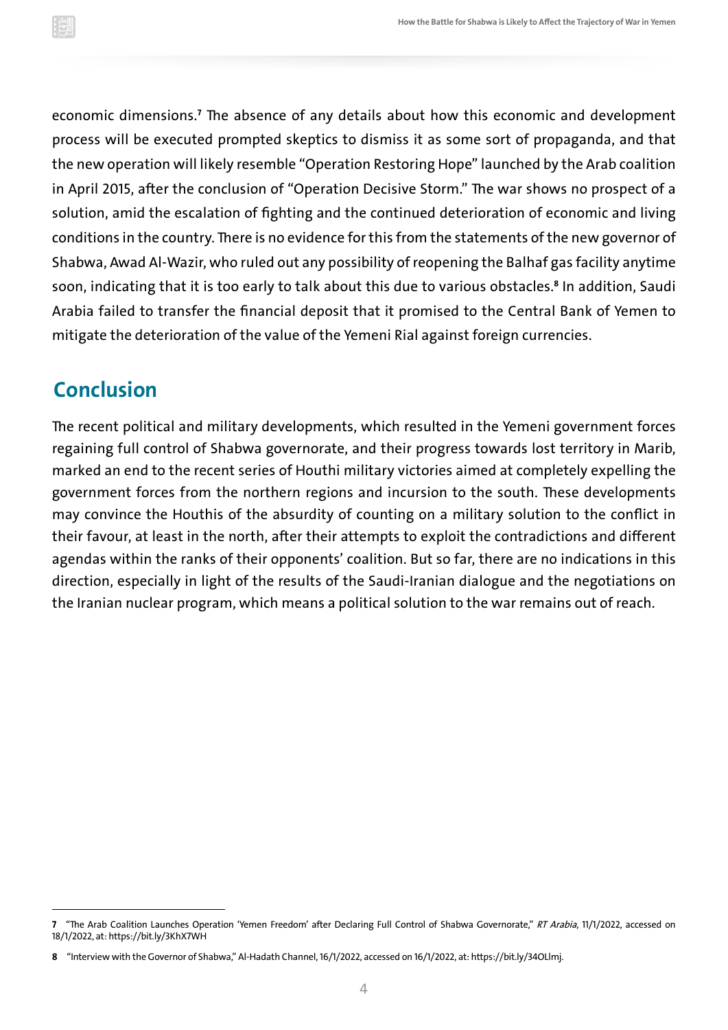economic dimensions.[7] The absence of any details about how this economic and development process will be executed prompted skeptics to dismiss it as some sort of propaganda, and that the new operation will likely resemble "Operation Restoring Hope" launched by the Arab coalition in April 2015, after the conclusion of "Operation Decisive Storm." The war shows no prospect of a solution, amid the escalation of fighting and the continued deterioration of economic and living conditions in the country. There is no evidence for this from the statements of the new governor of Shabwa, Awad Al-Wazir, who ruled out any possibility of reopening the Balhaf gas facility anytime soon, indicating that it is too early to talk about this due to various obstacles.[8] In addition, Saudi Arabia failed to transfer the financial deposit that it promised to the Central Bank of Yemen to mitigate the deterioration of the value of the Yemeni Rial against foreign currencies.

## Conclusion

The recent political and military developments, which resulted in the Yemeni government forces regaining full control of Shabwa governorate, and their progress towards lost territory in Marib, marked an end to the recent series of Houthi military victories aimed at completely expelling the government forces from the northern regions and incursion to the south. These developments may convince the Houthis of the absurdity of counting on a military solution to the conflict in their favour, at least in the north, after their attempts to exploit the contradictions and different agendas within the ranks of their opponents' coalition. But so far, there are no indications in this direction, especially in light of the results of the Saudi-Iranian dialogue and the negotiations on the Iranian nuclear program, which means a political solution to the war remains out of reach.

---

**7** "The Arab Coalition Launches Operation 'Yemen Freedom' after Declaring Full Control of Shabwa Governorate," *RT Arabia*, 11/1/2022, accessed on 18/1/2022, at: https://bit.ly/3KhX7WH

**8** "Interview with the Governor of Shabwa," Al-Hadath Channel, 16/1/2022, accessed on 16/1/2022, at: https://bit.ly/34OLlmj.